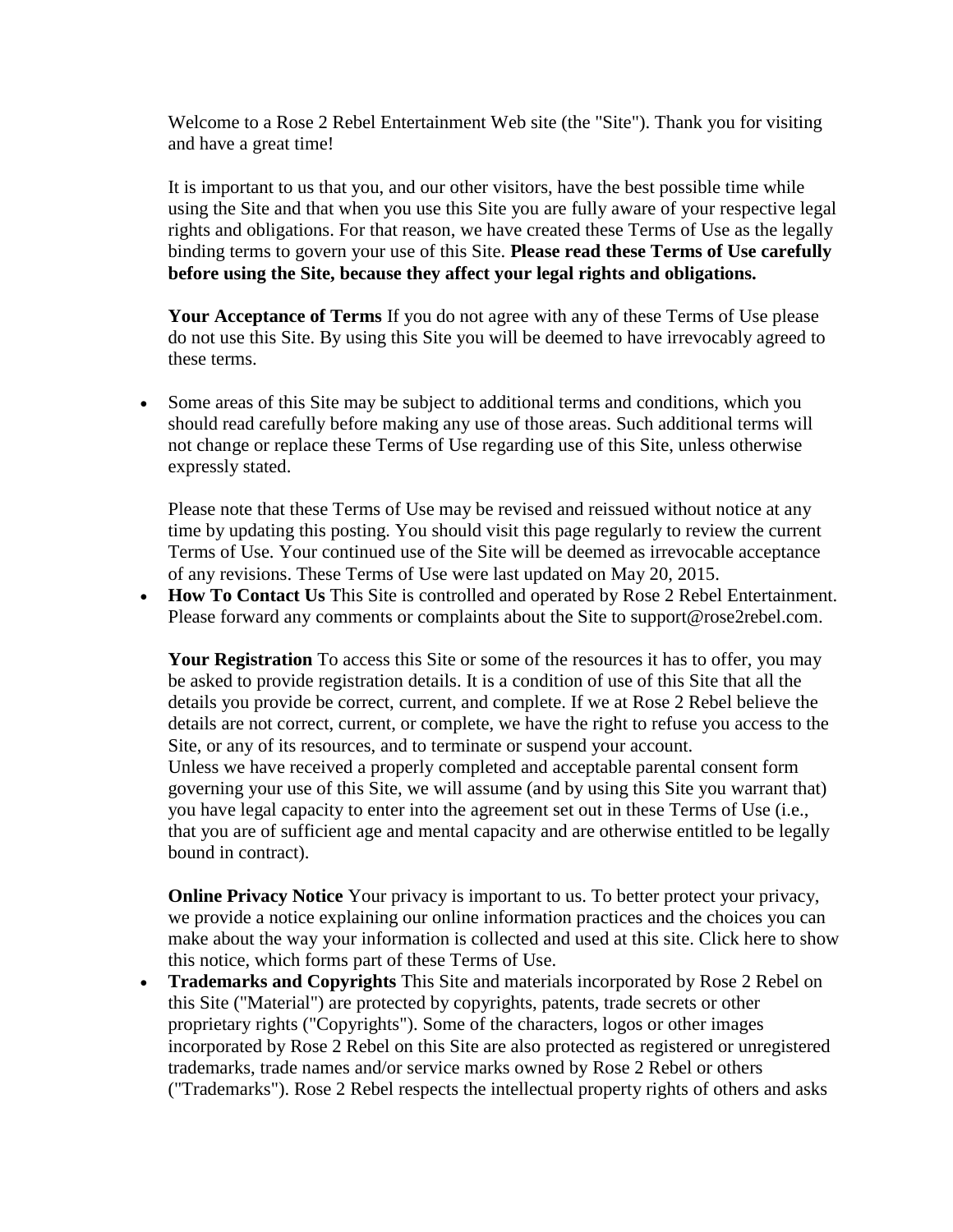Welcome to a Rose 2 Rebel Entertainment Web site (the "Site"). Thank you for visiting and have a great time!

It is important to us that you, and our other visitors, have the best possible time while using the Site and that when you use this Site you are fully aware of your respective legal rights and obligations. For that reason, we have created these Terms of Use as the legally binding terms to govern your use of this Site. **Please read these Terms of Use carefully before using the Site, because they affect your legal rights and obligations.**

**Your Acceptance of Terms** If you do not agree with any of these Terms of Use please do not use this Site. By using this Site you will be deemed to have irrevocably agreed to these terms.

- Some areas of this Site may be subject to additional terms and conditions, which you should read carefully before making any use of those areas. Such additional terms will not change or replace these Terms of Use regarding use of this Site, unless otherwise expressly stated.

  Please note that these Terms of Use may be revised and reissued without notice at any time by updating this posting. You should visit this page regularly to review the current Terms of Use. Your continued use of the Site will be deemed as irrevocable acceptance of any revisions. These Terms of Use were last updated on May 20, 2015.
- **How To Contact Us** This Site is controlled and operated by Rose 2 Rebel Entertainment. Please forward any comments or complaints about the Site to support@rose2rebel.com.

  **Your Registration** To access this Site or some of the resources it has to offer, you may be asked to provide registration details. It is a condition of use of this Site that all the details you provide be correct, current, and complete. If we at Rose 2 Rebel believe the details are not correct, current, or complete, we have the right to refuse you access to the Site, or any of its resources, and to terminate or suspend your account.
  Unless we have received a properly completed and acceptable parental consent form governing your use of this Site, we will assume (and by using this Site you warrant that) you have legal capacity to enter into the agreement set out in these Terms of Use (i.e., that you are of sufficient age and mental capacity and are otherwise entitled to be legally bound in contract).

  **Online Privacy Notice** Your privacy is important to us. To better protect your privacy, we provide a notice explaining our online information practices and the choices you can make about the way your information is collected and used at this site. Click here to show this notice, which forms part of these Terms of Use.
- **Trademarks and Copyrights** This Site and materials incorporated by Rose 2 Rebel on this Site ("Material") are protected by copyrights, patents, trade secrets or other proprietary rights ("Copyrights"). Some of the characters, logos or other images incorporated by Rose 2 Rebel on this Site are also protected as registered or unregistered trademarks, trade names and/or service marks owned by Rose 2 Rebel or others ("Trademarks"). Rose 2 Rebel respects the intellectual property rights of others and asks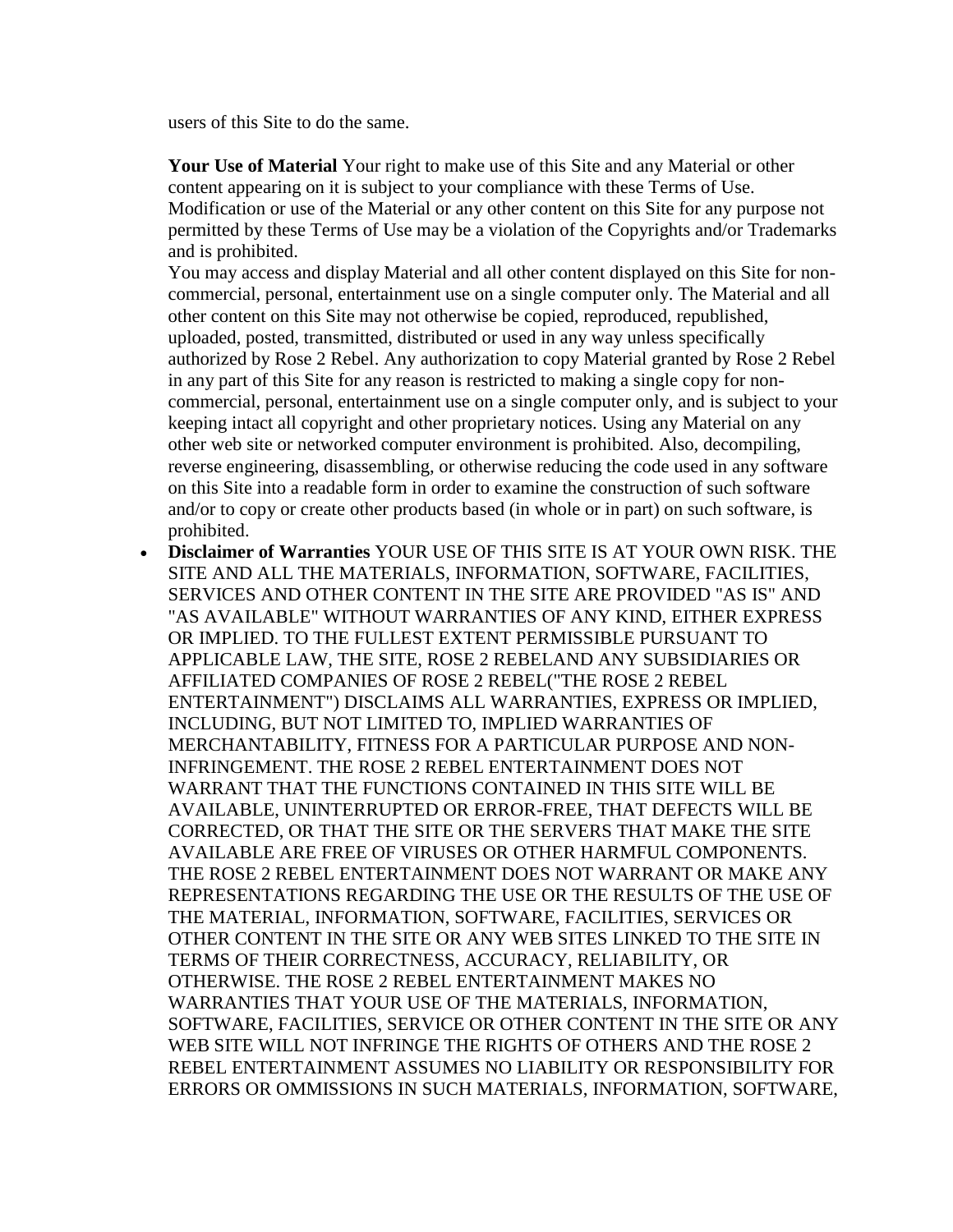users of this Site to do the same.

**Your Use of Material** Your right to make use of this Site and any Material or other content appearing on it is subject to your compliance with these Terms of Use. Modification or use of the Material or any other content on this Site for any purpose not permitted by these Terms of Use may be a violation of the Copyrights and/or Trademarks and is prohibited.
You may access and display Material and all other content displayed on this Site for non-commercial, personal, entertainment use on a single computer only. The Material and all other content on this Site may not otherwise be copied, reproduced, republished, uploaded, posted, transmitted, distributed or used in any way unless specifically authorized by Rose 2 Rebel. Any authorization to copy Material granted by Rose 2 Rebel in any part of this Site for any reason is restricted to making a single copy for non-commercial, personal, entertainment use on a single computer only, and is subject to your keeping intact all copyright and other proprietary notices. Using any Material on any other web site or networked computer environment is prohibited. Also, decompiling, reverse engineering, disassembling, or otherwise reducing the code used in any software on this Site into a readable form in order to examine the construction of such software and/or to copy or create other products based (in whole or in part) on such software, is prohibited.

- **Disclaimer of Warranties** YOUR USE OF THIS SITE IS AT YOUR OWN RISK. THE SITE AND ALL THE MATERIALS, INFORMATION, SOFTWARE, FACILITIES, SERVICES AND OTHER CONTENT IN THE SITE ARE PROVIDED "AS IS" AND "AS AVAILABLE" WITHOUT WARRANTIES OF ANY KIND, EITHER EXPRESS OR IMPLIED. TO THE FULLEST EXTENT PERMISSIBLE PURSUANT TO APPLICABLE LAW, THE SITE, ROSE 2 REBELAND ANY SUBSIDIARIES OR AFFILIATED COMPANIES OF ROSE 2 REBEL("THE ROSE 2 REBEL ENTERTAINMENT") DISCLAIMS ALL WARRANTIES, EXPRESS OR IMPLIED, INCLUDING, BUT NOT LIMITED TO, IMPLIED WARRANTIES OF MERCHANTABILITY, FITNESS FOR A PARTICULAR PURPOSE AND NON-INFRINGEMENT. THE ROSE 2 REBEL ENTERTAINMENT DOES NOT WARRANT THAT THE FUNCTIONS CONTAINED IN THIS SITE WILL BE AVAILABLE, UNINTERRUPTED OR ERROR-FREE, THAT DEFECTS WILL BE CORRECTED, OR THAT THE SITE OR THE SERVERS THAT MAKE THE SITE AVAILABLE ARE FREE OF VIRUSES OR OTHER HARMFUL COMPONENTS. THE ROSE 2 REBEL ENTERTAINMENT DOES NOT WARRANT OR MAKE ANY REPRESENTATIONS REGARDING THE USE OR THE RESULTS OF THE USE OF THE MATERIAL, INFORMATION, SOFTWARE, FACILITIES, SERVICES OR OTHER CONTENT IN THE SITE OR ANY WEB SITES LINKED TO THE SITE IN TERMS OF THEIR CORRECTNESS, ACCURACY, RELIABILITY, OR OTHERWISE. THE ROSE 2 REBEL ENTERTAINMENT MAKES NO WARRANTIES THAT YOUR USE OF THE MATERIALS, INFORMATION, SOFTWARE, FACILITIES, SERVICE OR OTHER CONTENT IN THE SITE OR ANY WEB SITE WILL NOT INFRINGE THE RIGHTS OF OTHERS AND THE ROSE 2 REBEL ENTERTAINMENT ASSUMES NO LIABILITY OR RESPONSIBILITY FOR ERRORS OR OMMISSIONS IN SUCH MATERIALS, INFORMATION, SOFTWARE,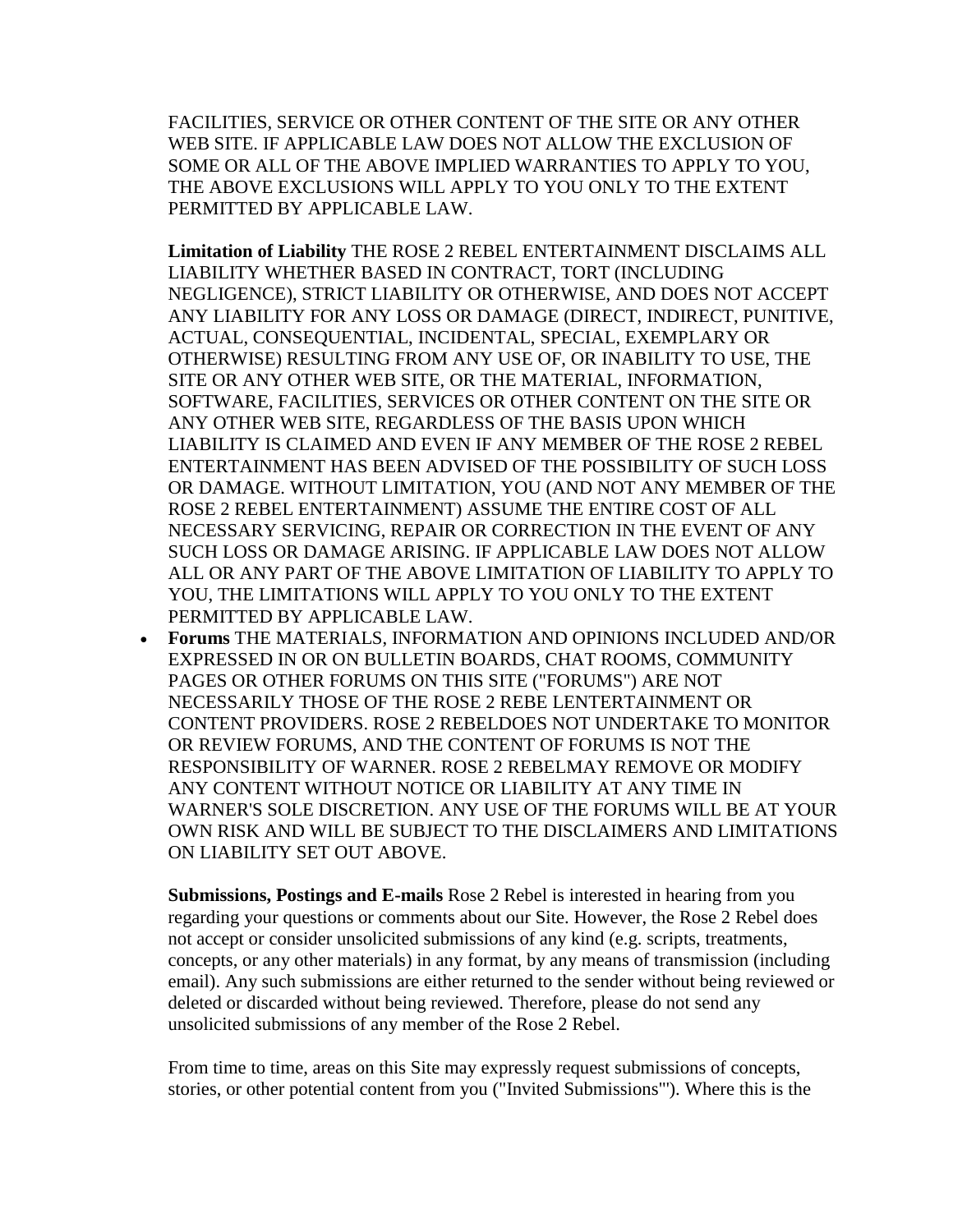FACILITIES, SERVICE OR OTHER CONTENT OF THE SITE OR ANY OTHER WEB SITE. IF APPLICABLE LAW DOES NOT ALLOW THE EXCLUSION OF SOME OR ALL OF THE ABOVE IMPLIED WARRANTIES TO APPLY TO YOU, THE ABOVE EXCLUSIONS WILL APPLY TO YOU ONLY TO THE EXTENT PERMITTED BY APPLICABLE LAW.

**Limitation of Liability** THE ROSE 2 REBEL ENTERTAINMENT DISCLAIMS ALL LIABILITY WHETHER BASED IN CONTRACT, TORT (INCLUDING NEGLIGENCE), STRICT LIABILITY OR OTHERWISE, AND DOES NOT ACCEPT ANY LIABILITY FOR ANY LOSS OR DAMAGE (DIRECT, INDIRECT, PUNITIVE, ACTUAL, CONSEQUENTIAL, INCIDENTAL, SPECIAL, EXEMPLARY OR OTHERWISE) RESULTING FROM ANY USE OF, OR INABILITY TO USE, THE SITE OR ANY OTHER WEB SITE, OR THE MATERIAL, INFORMATION, SOFTWARE, FACILITIES, SERVICES OR OTHER CONTENT ON THE SITE OR ANY OTHER WEB SITE, REGARDLESS OF THE BASIS UPON WHICH LIABILITY IS CLAIMED AND EVEN IF ANY MEMBER OF THE ROSE 2 REBEL ENTERTAINMENT HAS BEEN ADVISED OF THE POSSIBILITY OF SUCH LOSS OR DAMAGE. WITHOUT LIMITATION, YOU (AND NOT ANY MEMBER OF THE ROSE 2 REBEL ENTERTAINMENT) ASSUME THE ENTIRE COST OF ALL NECESSARY SERVICING, REPAIR OR CORRECTION IN THE EVENT OF ANY SUCH LOSS OR DAMAGE ARISING. IF APPLICABLE LAW DOES NOT ALLOW ALL OR ANY PART OF THE ABOVE LIMITATION OF LIABILITY TO APPLY TO YOU, THE LIMITATIONS WILL APPLY TO YOU ONLY TO THE EXTENT PERMITTED BY APPLICABLE LAW.

- **Forums** THE MATERIALS, INFORMATION AND OPINIONS INCLUDED AND/OR EXPRESSED IN OR ON BULLETIN BOARDS, CHAT ROOMS, COMMUNITY PAGES OR OTHER FORUMS ON THIS SITE ("FORUMS") ARE NOT NECESSARILY THOSE OF THE ROSE 2 REBE LENTERTAINMENT OR CONTENT PROVIDERS. ROSE 2 REBELDOES NOT UNDERTAKE TO MONITOR OR REVIEW FORUMS, AND THE CONTENT OF FORUMS IS NOT THE RESPONSIBILITY OF WARNER. ROSE 2 REBELMAY REMOVE OR MODIFY ANY CONTENT WITHOUT NOTICE OR LIABILITY AT ANY TIME IN WARNER'S SOLE DISCRETION. ANY USE OF THE FORUMS WILL BE AT YOUR OWN RISK AND WILL BE SUBJECT TO THE DISCLAIMERS AND LIMITATIONS ON LIABILITY SET OUT ABOVE.

**Submissions, Postings and E-mails** Rose 2 Rebel is interested in hearing from you regarding your questions or comments about our Site. However, the Rose 2 Rebel does not accept or consider unsolicited submissions of any kind (e.g. scripts, treatments, concepts, or any other materials) in any format, by any means of transmission (including email). Any such submissions are either returned to the sender without being reviewed or deleted or discarded without being reviewed. Therefore, please do not send any unsolicited submissions of any member of the Rose 2 Rebel.

From time to time, areas on this Site may expressly request submissions of concepts, stories, or other potential content from you ("Invited Submissions"'). Where this is the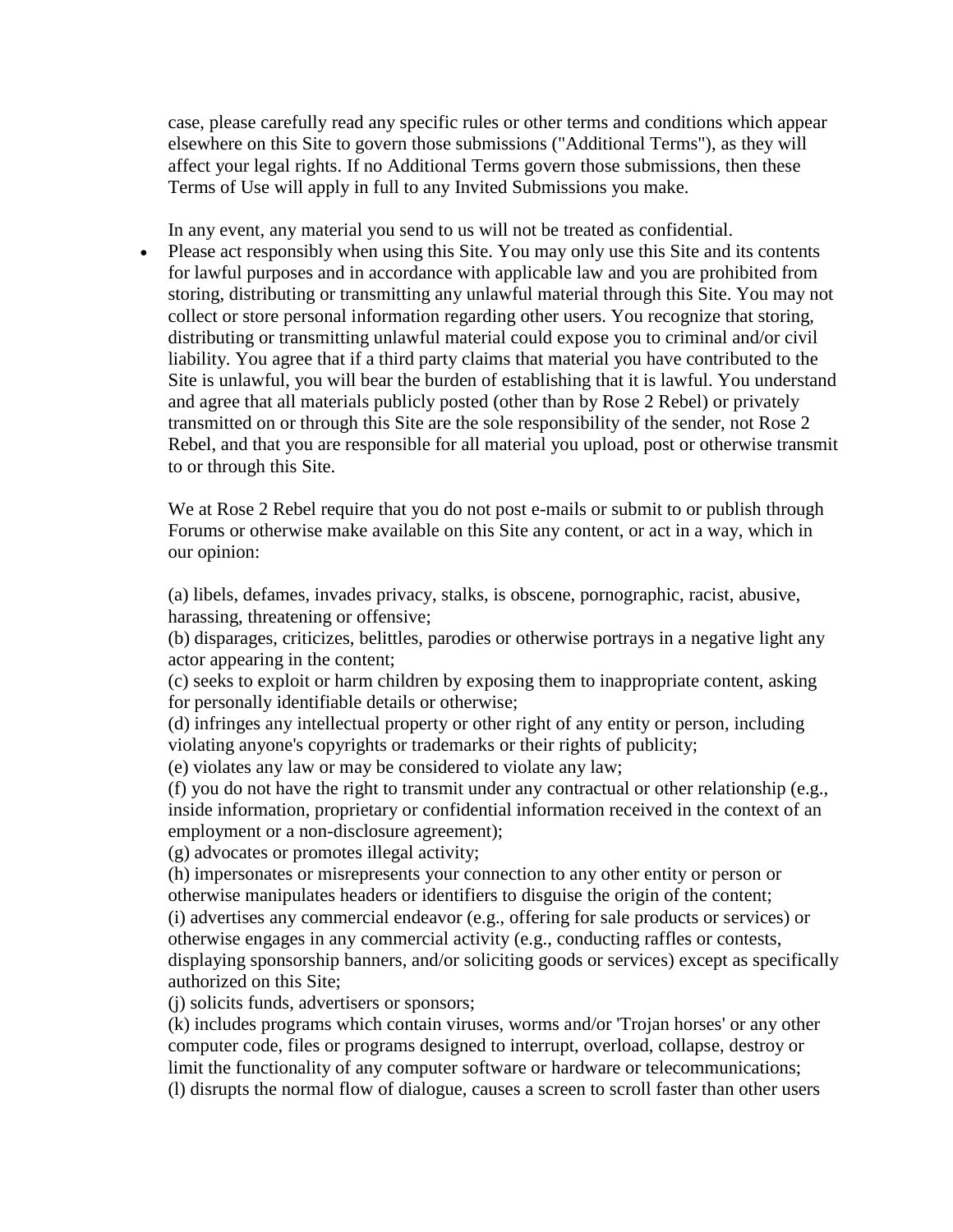case, please carefully read any specific rules or other terms and conditions which appear elsewhere on this Site to govern those submissions ("Additional Terms"), as they will affect your legal rights. If no Additional Terms govern those submissions, then these Terms of Use will apply in full to any Invited Submissions you make.

  In any event, any material you send to us will not be treated as confidential.

- Please act responsibly when using this Site. You may only use this Site and its contents for lawful purposes and in accordance with applicable law and you are prohibited from storing, distributing or transmitting any unlawful material through this Site. You may not collect or store personal information regarding other users. You recognize that storing, distributing or transmitting unlawful material could expose you to criminal and/or civil liability. You agree that if a third party claims that material you have contributed to the Site is unlawful, you will bear the burden of establishing that it is lawful. You understand and agree that all materials publicly posted (other than by Rose 2 Rebel) or privately transmitted on or through this Site are the sole responsibility of the sender, not Rose 2 Rebel, and that you are responsible for all material you upload, post or otherwise transmit to or through this Site.

  We at Rose 2 Rebel require that you do not post e-mails or submit to or publish through Forums or otherwise make available on this Site any content, or act in a way, which in our opinion:

  (a) libels, defames, invades privacy, stalks, is obscene, pornographic, racist, abusive, harassing, threatening or offensive;
  (b) disparages, criticizes, belittles, parodies or otherwise portrays in a negative light any actor appearing in the content;
  (c) seeks to exploit or harm children by exposing them to inappropriate content, asking for personally identifiable details or otherwise;
  (d) infringes any intellectual property or other right of any entity or person, including violating anyone's copyrights or trademarks or their rights of publicity;
  (e) violates any law or may be considered to violate any law;
  (f) you do not have the right to transmit under any contractual or other relationship (e.g., inside information, proprietary or confidential information received in the context of an employment or a non-disclosure agreement);
  (g) advocates or promotes illegal activity;
  (h) impersonates or misrepresents your connection to any other entity or person or otherwise manipulates headers or identifiers to disguise the origin of the content;
  (i) advertises any commercial endeavor (e.g., offering for sale products or services) or otherwise engages in any commercial activity (e.g., conducting raffles or contests, displaying sponsorship banners, and/or soliciting goods or services) except as specifically authorized on this Site;
  (j) solicits funds, advertisers or sponsors;
  (k) includes programs which contain viruses, worms and/or 'Trojan horses' or any other computer code, files or programs designed to interrupt, overload, collapse, destroy or limit the functionality of any computer software or hardware or telecommunications;
  (l) disrupts the normal flow of dialogue, causes a screen to scroll faster than other users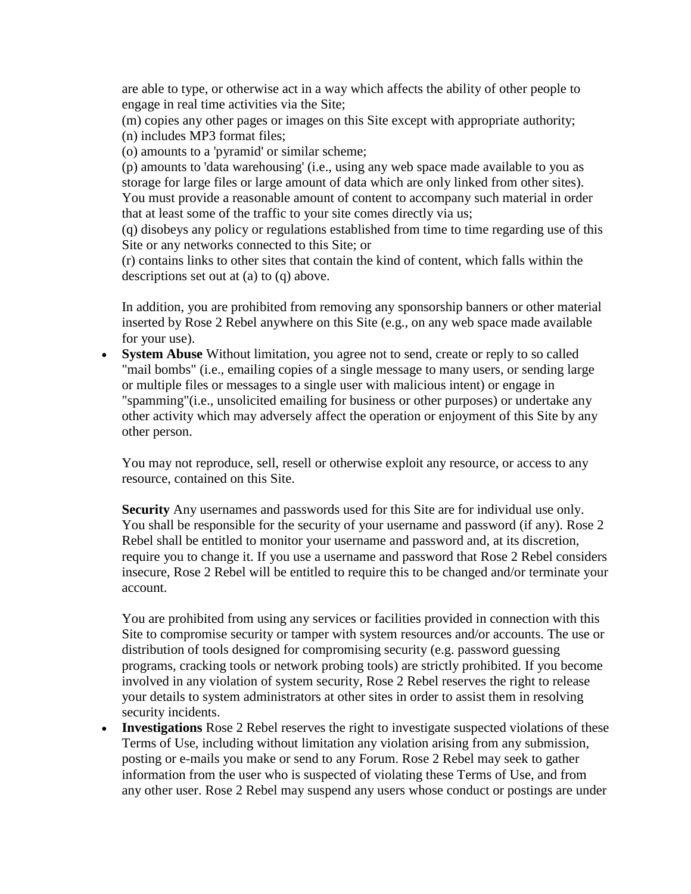are able to type, or otherwise act in a way which affects the ability of other people to engage in real time activities via the Site;

(m) copies any other pages or images on this Site except with appropriate authority;
(n) includes MP3 format files;
(o) amounts to a 'pyramid' or similar scheme;
(p) amounts to 'data warehousing' (i.e., using any web space made available to you as storage for large files or large amount of data which are only linked from other sites). You must provide a reasonable amount of content to accompany such material in order that at least some of the traffic to your site comes directly via us;
(q) disobeys any policy or regulations established from time to time regarding use of this Site or any networks connected to this Site; or
(r) contains links to other sites that contain the kind of content, which falls within the descriptions set out at (a) to (q) above.

In addition, you are prohibited from removing any sponsorship banners or other material inserted by Rose 2 Rebel anywhere on this Site (e.g., on any web space made available for your use).

- **System Abuse** Without limitation, you agree not to send, create or reply to so called "mail bombs" (i.e., emailing copies of a single message to many users, or sending large or multiple files or messages to a single user with malicious intent) or engage in "spamming"(i.e., unsolicited emailing for business or other purposes) or undertake any other activity which may adversely affect the operation or enjoyment of this Site by any other person.

  You may not reproduce, sell, resell or otherwise exploit any resource, or access to any resource, contained on this Site.

  **Security** Any usernames and passwords used for this Site are for individual use only. You shall be responsible for the security of your username and password (if any). Rose 2 Rebel shall be entitled to monitor your username and password and, at its discretion, require you to change it. If you use a username and password that Rose 2 Rebel considers insecure, Rose 2 Rebel will be entitled to require this to be changed and/or terminate your account.

  You are prohibited from using any services or facilities provided in connection with this Site to compromise security or tamper with system resources and/or accounts. The use or distribution of tools designed for compromising security (e.g. password guessing programs, cracking tools or network probing tools) are strictly prohibited. If you become involved in any violation of system security, Rose 2 Rebel reserves the right to release your details to system administrators at other sites in order to assist them in resolving security incidents.

- **Investigations** Rose 2 Rebel reserves the right to investigate suspected violations of these Terms of Use, including without limitation any violation arising from any submission, posting or e-mails you make or send to any Forum. Rose 2 Rebel may seek to gather information from the user who is suspected of violating these Terms of Use, and from any other user. Rose 2 Rebel may suspend any users whose conduct or postings are under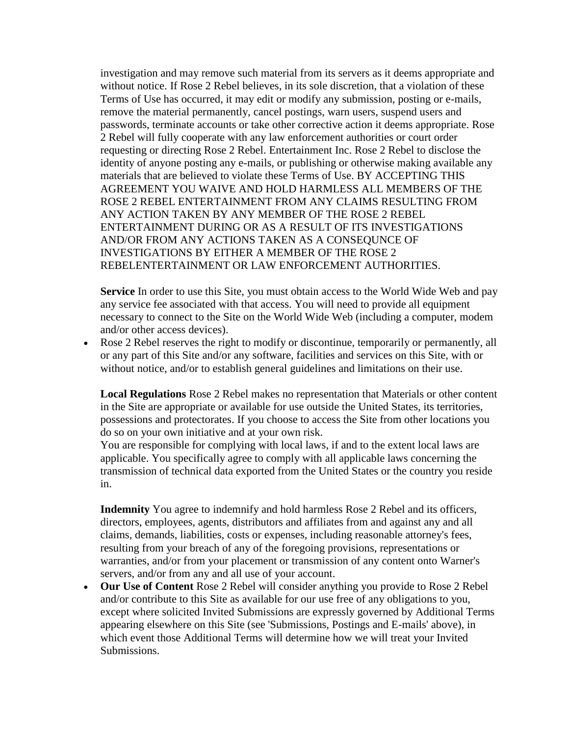investigation and may remove such material from its servers as it deems appropriate and without notice. If Rose 2 Rebel believes, in its sole discretion, that a violation of these Terms of Use has occurred, it may edit or modify any submission, posting or e-mails, remove the material permanently, cancel postings, warn users, suspend users and passwords, terminate accounts or take other corrective action it deems appropriate. Rose 2 Rebel will fully cooperate with any law enforcement authorities or court order requesting or directing Rose 2 Rebel. Entertainment Inc. Rose 2 Rebel to disclose the identity of anyone posting any e-mails, or publishing or otherwise making available any materials that are believed to violate these Terms of Use. BY ACCEPTING THIS AGREEMENT YOU WAIVE AND HOLD HARMLESS ALL MEMBERS OF THE ROSE 2 REBEL ENTERTAINMENT FROM ANY CLAIMS RESULTING FROM ANY ACTION TAKEN BY ANY MEMBER OF THE ROSE 2 REBEL ENTERTAINMENT DURING OR AS A RESULT OF ITS INVESTIGATIONS AND/OR FROM ANY ACTIONS TAKEN AS A CONSEQUNCE OF INVESTIGATIONS BY EITHER A MEMBER OF THE ROSE 2 REBELENTERTAINMENT OR LAW ENFORCEMENT AUTHORITIES.

**Service** In order to use this Site, you must obtain access to the World Wide Web and pay any service fee associated with that access. You will need to provide all equipment necessary to connect to the Site on the World Wide Web (including a computer, modem and/or other access devices).

- Rose 2 Rebel reserves the right to modify or discontinue, temporarily or permanently, all or any part of this Site and/or any software, facilities and services on this Site, with or without notice, and/or to establish general guidelines and limitations on their use.

**Local Regulations** Rose 2 Rebel makes no representation that Materials or other content in the Site are appropriate or available for use outside the United States, its territories, possessions and protectorates. If you choose to access the Site from other locations you do so on your own initiative and at your own risk.
You are responsible for complying with local laws, if and to the extent local laws are applicable. You specifically agree to comply with all applicable laws concerning the transmission of technical data exported from the United States or the country you reside in.

**Indemnity** You agree to indemnify and hold harmless Rose 2 Rebel and its officers, directors, employees, agents, distributors and affiliates from and against any and all claims, demands, liabilities, costs or expenses, including reasonable attorney's fees, resulting from your breach of any of the foregoing provisions, representations or warranties, and/or from your placement or transmission of any content onto Warner's servers, and/or from any and all use of your account.

- **Our Use of Content** Rose 2 Rebel will consider anything you provide to Rose 2 Rebel and/or contribute to this Site as available for our use free of any obligations to you, except where solicited Invited Submissions are expressly governed by Additional Terms appearing elsewhere on this Site (see 'Submissions, Postings and E-mails' above), in which event those Additional Terms will determine how we will treat your Invited Submissions.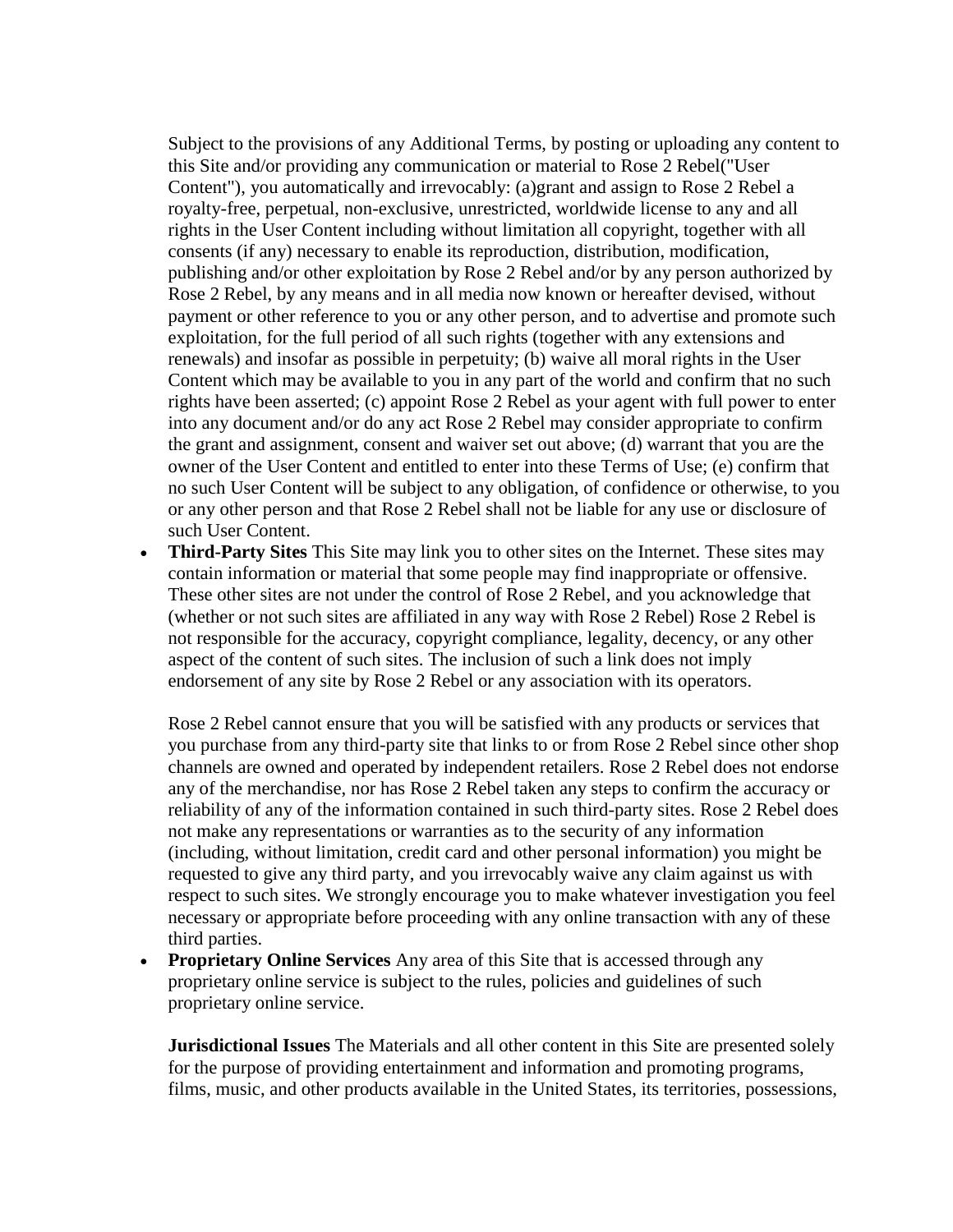Subject to the provisions of any Additional Terms, by posting or uploading any content to this Site and/or providing any communication or material to Rose 2 Rebel("User Content"), you automatically and irrevocably: (a)grant and assign to Rose 2 Rebel a royalty-free, perpetual, non-exclusive, unrestricted, worldwide license to any and all rights in the User Content including without limitation all copyright, together with all consents (if any) necessary to enable its reproduction, distribution, modification, publishing and/or other exploitation by Rose 2 Rebel and/or by any person authorized by Rose 2 Rebel, by any means and in all media now known or hereafter devised, without payment or other reference to you or any other person, and to advertise and promote such exploitation, for the full period of all such rights (together with any extensions and renewals) and insofar as possible in perpetuity; (b) waive all moral rights in the User Content which may be available to you in any part of the world and confirm that no such rights have been asserted; (c) appoint Rose 2 Rebel as your agent with full power to enter into any document and/or do any act Rose 2 Rebel may consider appropriate to confirm the grant and assignment, consent and waiver set out above; (d) warrant that you are the owner of the User Content and entitled to enter into these Terms of Use; (e) confirm that no such User Content will be subject to any obligation, of confidence or otherwise, to you or any other person and that Rose 2 Rebel shall not be liable for any use or disclosure of such User Content.

- **Third-Party Sites** This Site may link you to other sites on the Internet. These sites may contain information or material that some people may find inappropriate or offensive. These other sites are not under the control of Rose 2 Rebel, and you acknowledge that (whether or not such sites are affiliated in any way with Rose 2 Rebel) Rose 2 Rebel is not responsible for the accuracy, copyright compliance, legality, decency, or any other aspect of the content of such sites. The inclusion of such a link does not imply endorsement of any site by Rose 2 Rebel or any association with its operators.

  Rose 2 Rebel cannot ensure that you will be satisfied with any products or services that you purchase from any third-party site that links to or from Rose 2 Rebel since other shop channels are owned and operated by independent retailers. Rose 2 Rebel does not endorse any of the merchandise, nor has Rose 2 Rebel taken any steps to confirm the accuracy or reliability of any of the information contained in such third-party sites. Rose 2 Rebel does not make any representations or warranties as to the security of any information (including, without limitation, credit card and other personal information) you might be requested to give any third party, and you irrevocably waive any claim against us with respect to such sites. We strongly encourage you to make whatever investigation you feel necessary or appropriate before proceeding with any online transaction with any of these third parties.

- **Proprietary Online Services** Any area of this Site that is accessed through any proprietary online service is subject to the rules, policies and guidelines of such proprietary online service.

  **Jurisdictional Issues** The Materials and all other content in this Site are presented solely for the purpose of providing entertainment and information and promoting programs, films, music, and other products available in the United States, its territories, possessions,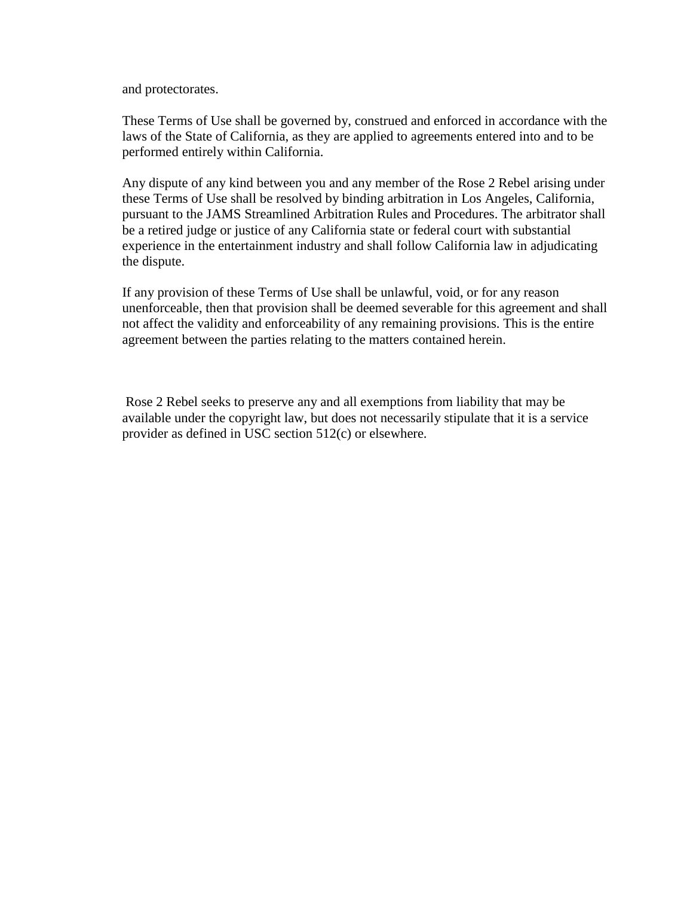and protectorates.

These Terms of Use shall be governed by, construed and enforced in accordance with the laws of the State of California, as they are applied to agreements entered into and to be performed entirely within California.

Any dispute of any kind between you and any member of the Rose 2 Rebel arising under these Terms of Use shall be resolved by binding arbitration in Los Angeles, California, pursuant to the JAMS Streamlined Arbitration Rules and Procedures. The arbitrator shall be a retired judge or justice of any California state or federal court with substantial experience in the entertainment industry and shall follow California law in adjudicating the dispute.

If any provision of these Terms of Use shall be unlawful, void, or for any reason unenforceable, then that provision shall be deemed severable for this agreement and shall not affect the validity and enforceability of any remaining provisions. This is the entire agreement between the parties relating to the matters contained herein.

Rose 2 Rebel seeks to preserve any and all exemptions from liability that may be available under the copyright law, but does not necessarily stipulate that it is a service provider as defined in USC section 512(c) or elsewhere.